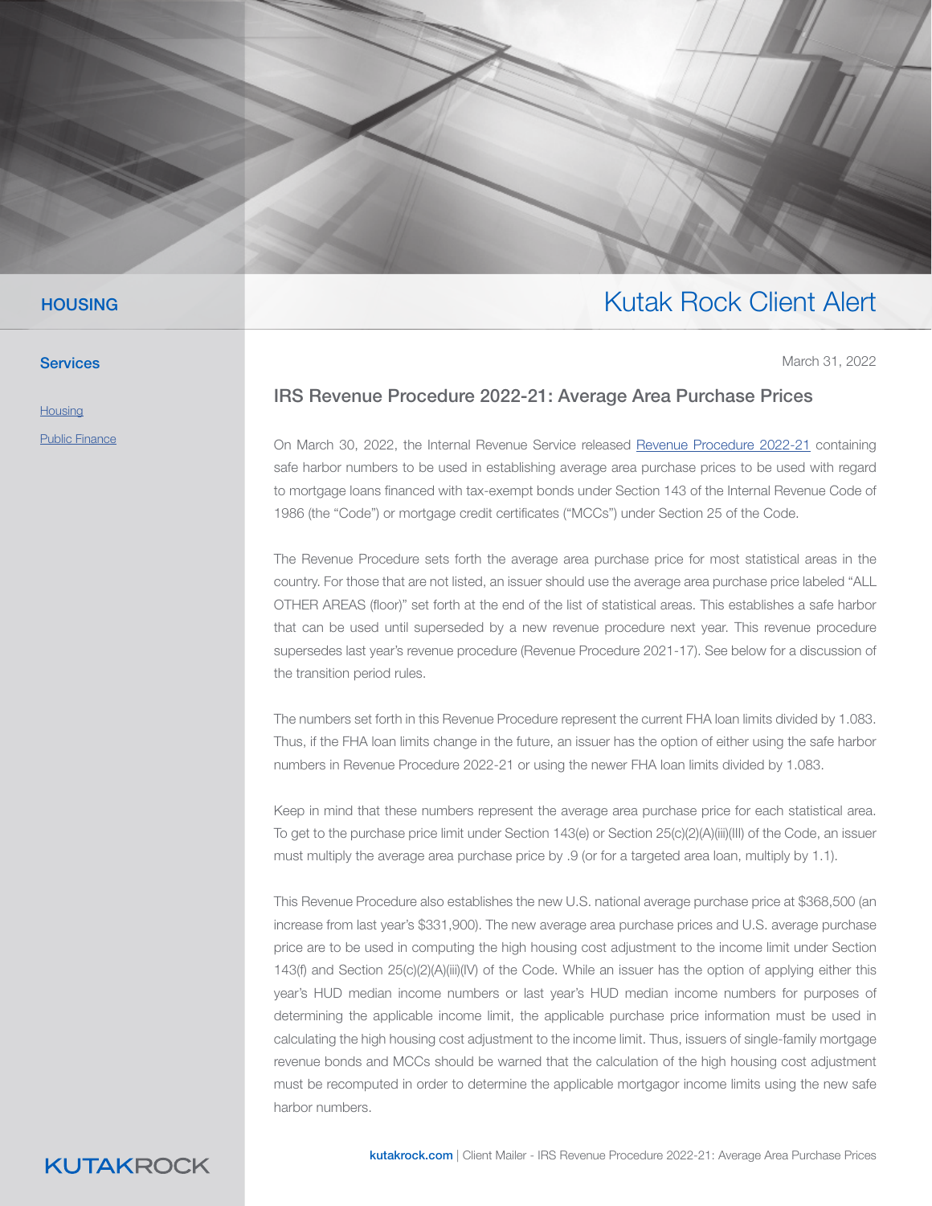HOUSING

# Kutak Rock Client Alert

**Services**

[Housing]

[Public Finance]

March 31, 2022

## IRS Revenue Procedure 2022-21: Average Area Purchase Prices

On March 30, 2022, the Internal Revenue Service released [Revenue Procedure 2022-21] containing safe harbor numbers to be used in establishing average area purchase prices to be used with regard to mortgage loans financed with tax-exempt bonds under Section 143 of the Internal Revenue Code of 1986 (the "Code") or mortgage credit certificates ("MCCs") under Section 25 of the Code.

The Revenue Procedure sets forth the average area purchase price for most statistical areas in the country. For those that are not listed, an issuer should use the average area purchase price labeled "ALL OTHER AREAS (floor)" set forth at the end of the list of statistical areas. This establishes a safe harbor that can be used until superseded by a new revenue procedure next year. This revenue procedure supersedes last year's revenue procedure (Revenue Procedure 2021-17). See below for a discussion of the transition period rules.

The numbers set forth in this Revenue Procedure represent the current FHA loan limits divided by 1.083. Thus, if the FHA loan limits change in the future, an issuer has the option of either using the safe harbor numbers in Revenue Procedure 2022-21 or using the newer FHA loan limits divided by 1.083.

Keep in mind that these numbers represent the average area purchase price for each statistical area. To get to the purchase price limit under Section 143(e) or Section 25(c)(2)(A)(iii)(III) of the Code, an issuer must multiply the average area purchase price by .9 (or for a targeted area loan, multiply by 1.1).

This Revenue Procedure also establishes the new U.S. national average purchase price at $368,500 (an increase from last year's $331,900). The new average area purchase prices and U.S. average purchase price are to be used in computing the high housing cost adjustment to the income limit under Section 143(f) and Section 25(c)(2)(A)(iii)(IV) of the Code. While an issuer has the option of applying either this year's HUD median income numbers or last year's HUD median income numbers for purposes of determining the applicable income limit, the applicable purchase price information must be used in calculating the high housing cost adjustment to the income limit. Thus, issuers of single-family mortgage revenue bonds and MCCs should be warned that the calculation of the high housing cost adjustment must be recomputed in order to determine the applicable mortgagor income limits using the new safe harbor numbers.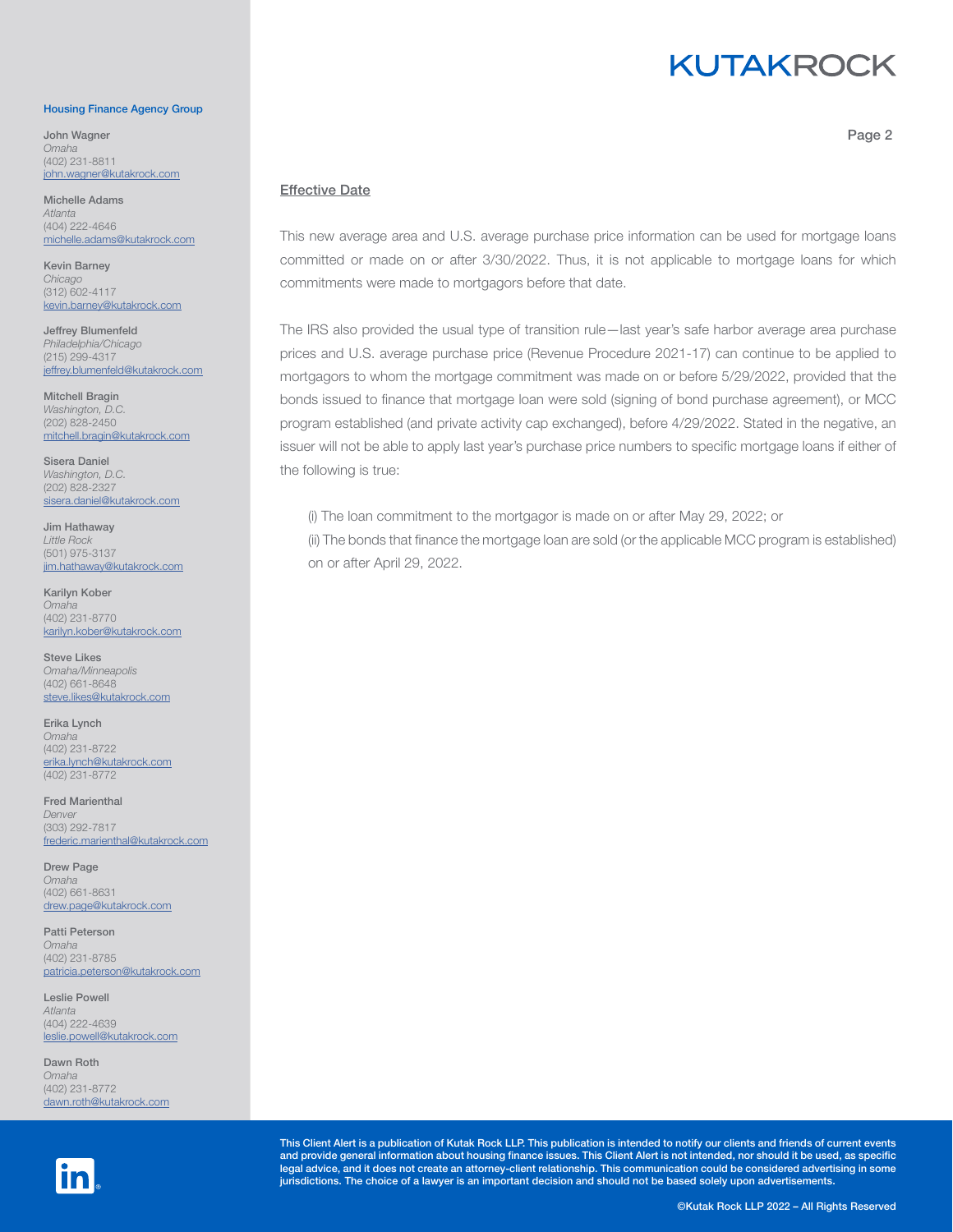Housing Finance Agency Group

John Wagner
*Omaha*
(402) 231-8811
john.wagner@kutakrock.com

Michelle Adams
*Atlanta*
(404) 222-4646
michelle.adams@kutakrock.com

Kevin Barney
*Chicago*
(312) 602-4117
kevin.barney@kutakrock.com

Jeffrey Blumenfeld
*Philadelphia/Chicago*
(215) 299-4317
jeffrey.blumenfeld@kutakrock.com

Mitchell Bragin
*Washington, D.C.*
(202) 828-2450
mitchell.bragin@kutakrock.com

Sisera Daniel
*Washington, D.C.*
(202) 828-2327
sisera.daniel@kutakrock.com

Jim Hathaway
*Little Rock*
(501) 975-3137
jim.hathaway@kutakrock.com

Karilyn Kober
*Omaha*
(402) 231-8770
karilyn.kober@kutakrock.com

Steve Likes
*Omaha/Minneapolis*
(402) 661-8648
steve.likes@kutakrock.com

Erika Lynch
*Omaha*
(402) 231-8722
erika.lynch@kutakrock.com
(402) 231-8772

Fred Marienthal
*Denver*
(303) 292-7817
frederic.marienthal@kutakrock.com

Drew Page
*Omaha*
(402) 661-8631
drew.page@kutakrock.com

Patti Peterson
*Omaha*
(402) 231-8785
patricia.peterson@kutakrock.com

Leslie Powell
*Atlanta*
(404) 222-4639
leslie.powell@kutakrock.com

Dawn Roth
*Omaha*
(402) 231-8772
dawn.roth@kutakrock.com

## Effective Date

This new average area and U.S. average purchase price information can be used for mortgage loans committed or made on or after 3/30/2022. Thus, it is not applicable to mortgage loans for which commitments were made to mortgagors before that date.

The IRS also provided the usual type of transition rule—last year's safe harbor average area purchase prices and U.S. average purchase price (Revenue Procedure 2021-17) can continue to be applied to mortgagors to whom the mortgage commitment was made on or before 5/29/2022, provided that the bonds issued to finance that mortgage loan were sold (signing of bond purchase agreement), or MCC program established (and private activity cap exchanged), before 4/29/2022. Stated in the negative, an issuer will not be able to apply last year's purchase price numbers to specific mortgage loans if either of the following is true:

(i) The loan commitment to the mortgagor is made on or after May 29, 2022; or
(ii) The bonds that finance the mortgage loan are sold (or the applicable MCC program is established) on or after April 29, 2022.

**This Client Alert is a publication of Kutak Rock LLP. This publication is intended to notify our clients and friends of current events and provide general information about housing finance issues. This Client Alert is not intended, nor should it be used, as specific legal advice, and it does not create an attorney-client relationship. This communication could be considered advertising in some jurisdictions. The choice of a lawyer is an important decision and should not be based solely upon advertisements.**

**©Kutak Rock LLP 2022 – All Rights Reserved**